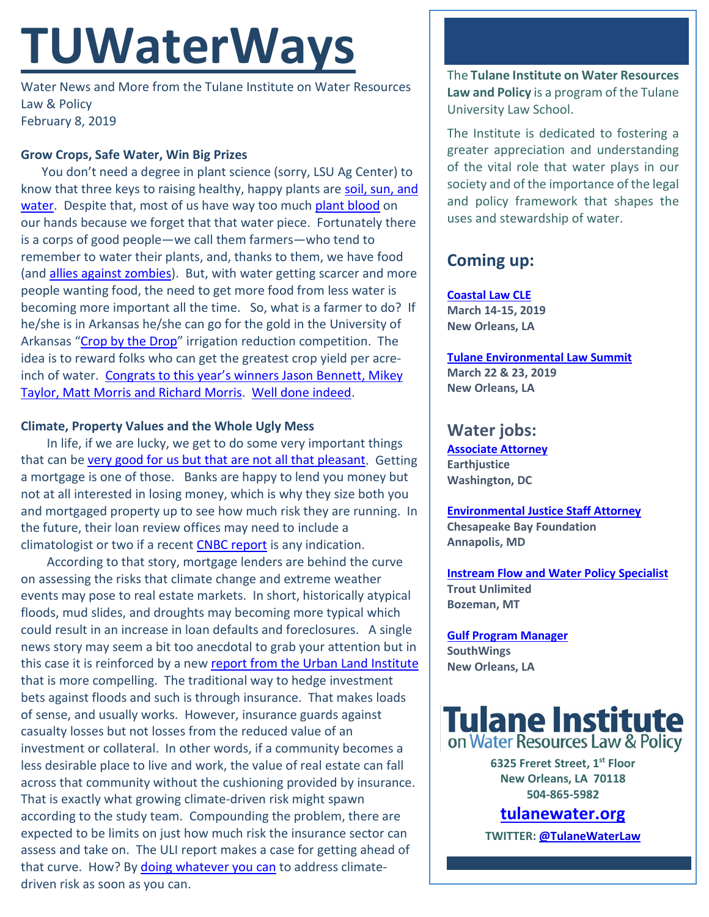# TUWaterWays

Water News and More from the Tulane Institute on Water Resources Law & Policy
February 8, 2019

**Grow Crops, Safe Water, Win Big Prizes**

You don't need a degree in plant science (sorry, LSU Ag Center) to know that three keys to raising healthy, happy plants are soil, sun, and water. Despite that, most of us have way too much plant blood on our hands because we forget that that water piece. Fortunately there is a corps of good people—we call them farmers—who tend to remember to water their plants, and, thanks to them, we have food (and allies against zombies). But, with water getting scarcer and more people wanting food, the need to get more food from less water is becoming more important all the time. So, what is a farmer to do? If he/she is in Arkansas he/she can go for the gold in the University of Arkansas "Crop by the Drop" irrigation reduction competition. The idea is to reward folks who can get the greatest crop yield per acre-inch of water. Congrats to this year's winners Jason Bennett, Mikey Taylor, Matt Morris and Richard Morris. Well done indeed.

**Climate, Property Values and the Whole Ugly Mess**

In life, if we are lucky, we get to do some very important things that can be very good for us but that are not all that pleasant. Getting a mortgage is one of those. Banks are happy to lend you money but not at all interested in losing money, which is why they size both you and mortgaged property up to see how much risk they are running. In the future, their loan review offices may need to include a climatologist or two if a recent CNBC report is any indication.

According to that story, mortgage lenders are behind the curve on assessing the risks that climate change and extreme weather events may pose to real estate markets. In short, historically atypical floods, mud slides, and droughts may becoming more typical which could result in an increase in loan defaults and foreclosures. A single news story may seem a bit too anecdotal to grab your attention but in this case it is reinforced by a new report from the Urban Land Institute that is more compelling. The traditional way to hedge investment bets against floods and such is through insurance. That makes loads of sense, and usually works. However, insurance guards against casualty losses but not losses from the reduced value of an investment or collateral. In other words, if a community becomes a less desirable place to live and work, the value of real estate can fall across that community without the cushioning provided by insurance. That is exactly what growing climate-driven risk might spawn according to the study team. Compounding the problem, there are expected to be limits on just how much risk the insurance sector can assess and take on. The ULI report makes a case for getting ahead of that curve. How? By doing whatever you can to address climate-driven risk as soon as you can.

---

The **Tulane Institute on Water Resources Law and Policy** is a program of the Tulane University Law School.

The Institute is dedicated to fostering a greater appreciation and understanding of the vital role that water plays in our society and of the importance of the legal and policy framework that shapes the uses and stewardship of water.

## Coming up:

**Coastal Law CLE**
**March 14-15, 2019**
**New Orleans, LA**

**Tulane Environmental Law Summit**
**March 22 & 23, 2019**
**New Orleans, LA**

## Water jobs:

**Associate Attorney**
**Earthjustice**
**Washington, DC**

**Environmental Justice Staff Attorney**
**Chesapeake Bay Foundation**
**Annapolis, MD**

**Instream Flow and Water Policy Specialist**
**Trout Unlimited**
**Bozeman, MT**

**Gulf Program Manager**
**SouthWings**
**New Orleans, LA**

**Tulane Institute on Water Resources Law & Policy**

**6325 Freret Street, 1st Floor**
**New Orleans, LA 70118**
**504-865-5982**

**tulanewater.org**

**TWITTER: @TulaneWaterLaw**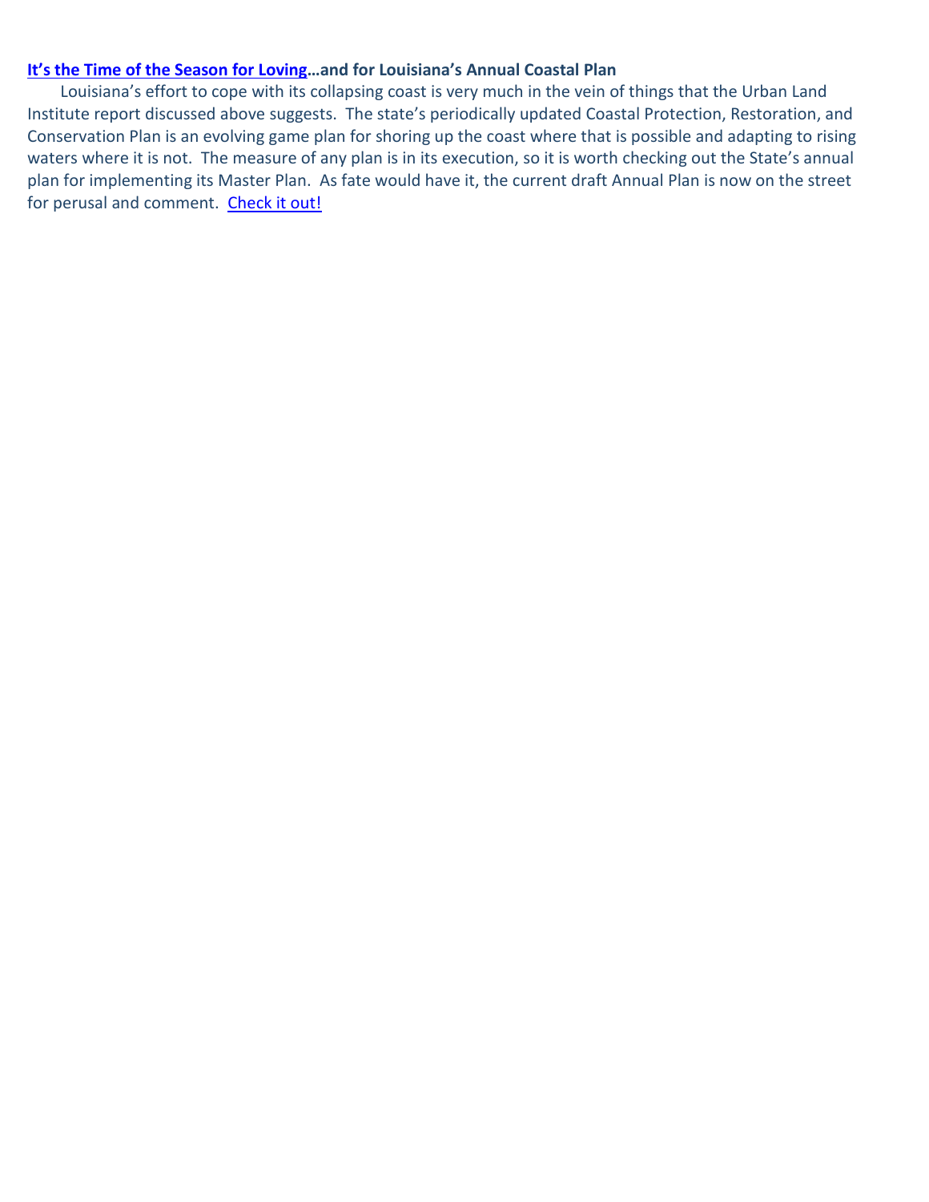**It's the Time of the Season for Loving…and for Louisiana's Annual Coastal Plan**

Louisiana's effort to cope with its collapsing coast is very much in the vein of things that the Urban Land Institute report discussed above suggests. The state's periodically updated Coastal Protection, Restoration, and Conservation Plan is an evolving game plan for shoring up the coast where that is possible and adapting to rising waters where it is not. The measure of any plan is in its execution, so it is worth checking out the State's annual plan for implementing its Master Plan. As fate would have it, the current draft Annual Plan is now on the street for perusal and comment. Check it out!